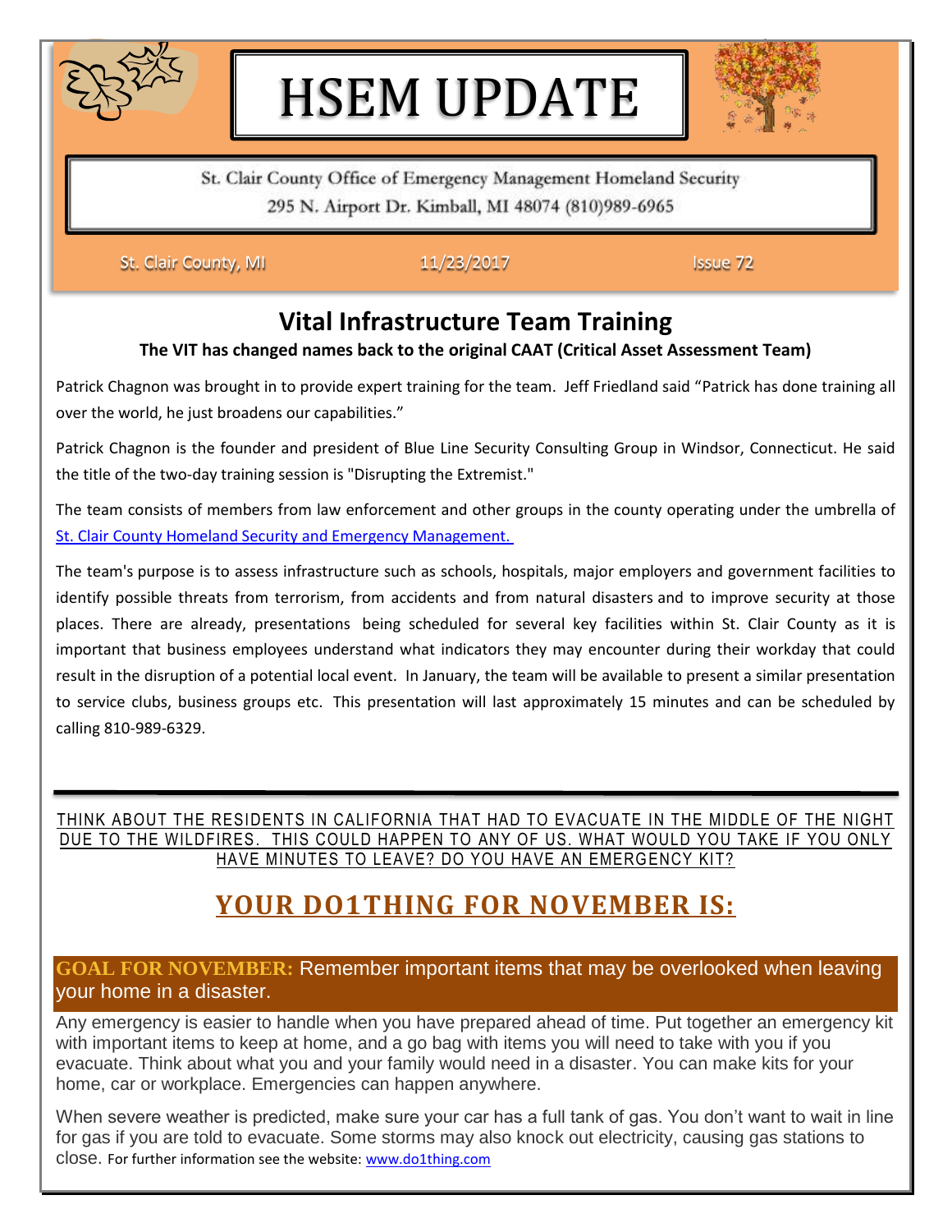# HSEM UPDATE

St. Clair County Office of Emergency Management Homeland Security
295 N. Airport Dr. Kimball, MI 48074 (810)989-6965

St. Clair County, MI 11/23/2017 Issue 72

## Vital Infrastructure Team Training

**The VIT has changed names back to the original CAAT (Critical Asset Assessment Team)**

Patrick Chagnon was brought in to provide expert training for the team. Jeff Friedland said "Patrick has done training all over the world, he just broadens our capabilities."

Patrick Chagnon is the founder and president of Blue Line Security Consulting Group in Windsor, Connecticut. He said the title of the two-day training session is "Disrupting the Extremist."

The team consists of members from law enforcement and other groups in the county operating under the umbrella of St. Clair County Homeland Security and Emergency Management.

The team's purpose is to assess infrastructure such as schools, hospitals, major employers and government facilities to identify possible threats from terrorism, from accidents and from natural disasters and to improve security at those places. There are already, presentations being scheduled for several key facilities within St. Clair County as it is important that business employees understand what indicators they may encounter during their workday that could result in the disruption of a potential local event. In January, the team will be available to present a similar presentation to service clubs, business groups etc. This presentation will last approximately 15 minutes and can be scheduled by calling 810-989-6329.

---

THINK ABOUT THE RESIDENTS IN CALIFORNIA THAT HAD TO EVACUATE IN THE MIDDLE OF THE NIGHT DUE TO THE WILDFIRES. THIS COULD HAPPEN TO ANY OF US. WHAT WOULD YOU TAKE IF YOU ONLY HAVE MINUTES TO LEAVE? DO YOU HAVE AN EMERGENCY KIT?

## YOUR DO1THING FOR NOVEMBER IS:

**GOAL FOR NOVEMBER:** Remember important items that may be overlooked when leaving your home in a disaster.

Any emergency is easier to handle when you have prepared ahead of time. Put together an emergency kit with important items to keep at home, and a go bag with items you will need to take with you if you evacuate. Think about what you and your family would need in a disaster. You can make kits for your home, car or workplace. Emergencies can happen anywhere.

When severe weather is predicted, make sure your car has a full tank of gas. You don't want to wait in line for gas if you are told to evacuate. Some storms may also knock out electricity, causing gas stations to close. For further information see the website: www.do1thing.com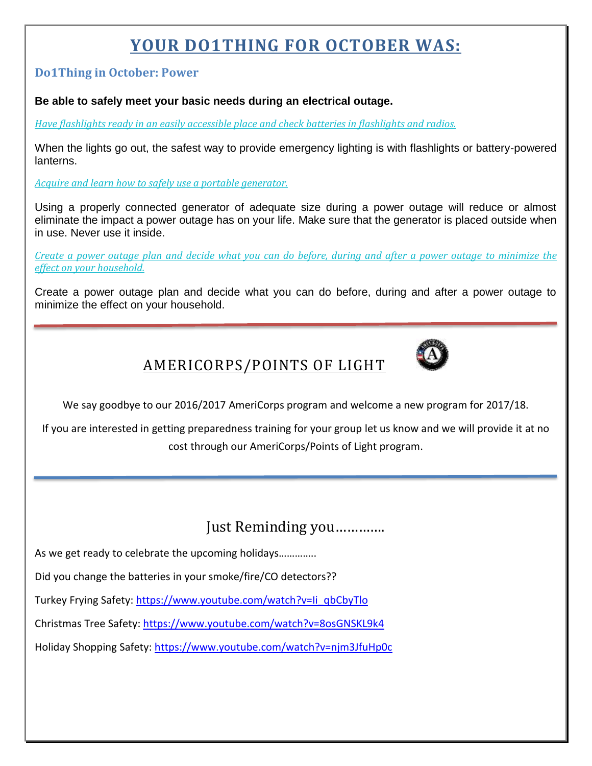# YOUR DO1THING FOR OCTOBER WAS:

## Do1Thing in October: Power

**Be able to safely meet your basic needs during an electrical outage.**

*Have flashlights ready in an easily accessible place and check batteries in flashlights and radios.*

When the lights go out, the safest way to provide emergency lighting is with flashlights or battery-powered lanterns.

*Acquire and learn how to safely use a portable generator.*

Using a properly connected generator of adequate size during a power outage will reduce or almost eliminate the impact a power outage has on your life. Make sure that the generator is placed outside when in use. Never use it inside.

*Create a power outage plan and decide what you can do before, during and after a power outage to minimize the effect on your household.*

Create a power outage plan and decide what you can do before, during and after a power outage to minimize the effect on your household.

---

## AMERICORPS/POINTS OF LIGHT

We say goodbye to our 2016/2017 AmeriCorps program and welcome a new program for 2017/18.

If you are interested in getting preparedness training for your group let us know and we will provide it at no cost through our AmeriCorps/Points of Light program.

---

## Just Reminding you………….

As we get ready to celebrate the upcoming holidays………….

Did you change the batteries in your smoke/fire/CO detectors??

Turkey Frying Safety: https://www.youtube.com/watch?v=Ii_qbCbyTlo

Christmas Tree Safety: https://www.youtube.com/watch?v=8osGNSKL9k4

Holiday Shopping Safety: https://www.youtube.com/watch?v=njm3JfuHp0c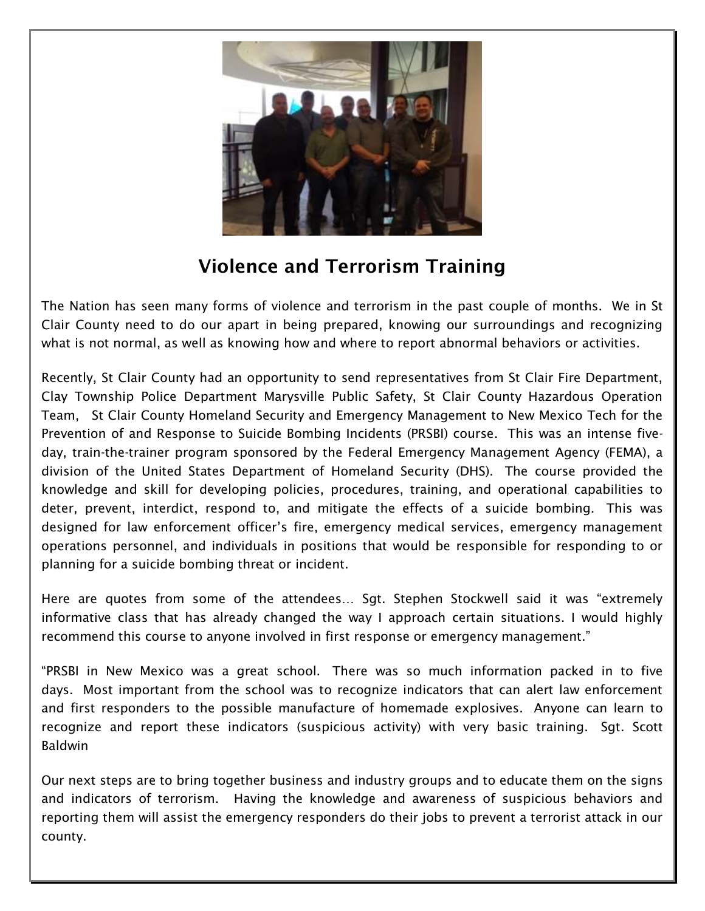## Violence and Terrorism Training

The Nation has seen many forms of violence and terrorism in the past couple of months. We in St Clair County need to do our apart in being prepared, knowing our surroundings and recognizing what is not normal, as well as knowing how and where to report abnormal behaviors or activities.

Recently, St Clair County had an opportunity to send representatives from St Clair Fire Department, Clay Township Police Department Marysville Public Safety, St Clair County Hazardous Operation Team, St Clair County Homeland Security and Emergency Management to New Mexico Tech for the Prevention of and Response to Suicide Bombing Incidents (PRSBI) course. This was an intense five-day, train-the-trainer program sponsored by the Federal Emergency Management Agency (FEMA), a division of the United States Department of Homeland Security (DHS). The course provided the knowledge and skill for developing policies, procedures, training, and operational capabilities to deter, prevent, interdict, respond to, and mitigate the effects of a suicide bombing. This was designed for law enforcement officer's fire, emergency medical services, emergency management operations personnel, and individuals in positions that would be responsible for responding to or planning for a suicide bombing threat or incident.

Here are quotes from some of the attendees… Sgt. Stephen Stockwell said it was "extremely informative class that has already changed the way I approach certain situations. I would highly recommend this course to anyone involved in first response or emergency management."

"PRSBI in New Mexico was a great school. There was so much information packed in to five days. Most important from the school was to recognize indicators that can alert law enforcement and first responders to the possible manufacture of homemade explosives. Anyone can learn to recognize and report these indicators (suspicious activity) with very basic training. Sgt. Scott Baldwin

Our next steps are to bring together business and industry groups and to educate them on the signs and indicators of terrorism. Having the knowledge and awareness of suspicious behaviors and reporting them will assist the emergency responders do their jobs to prevent a terrorist attack in our county.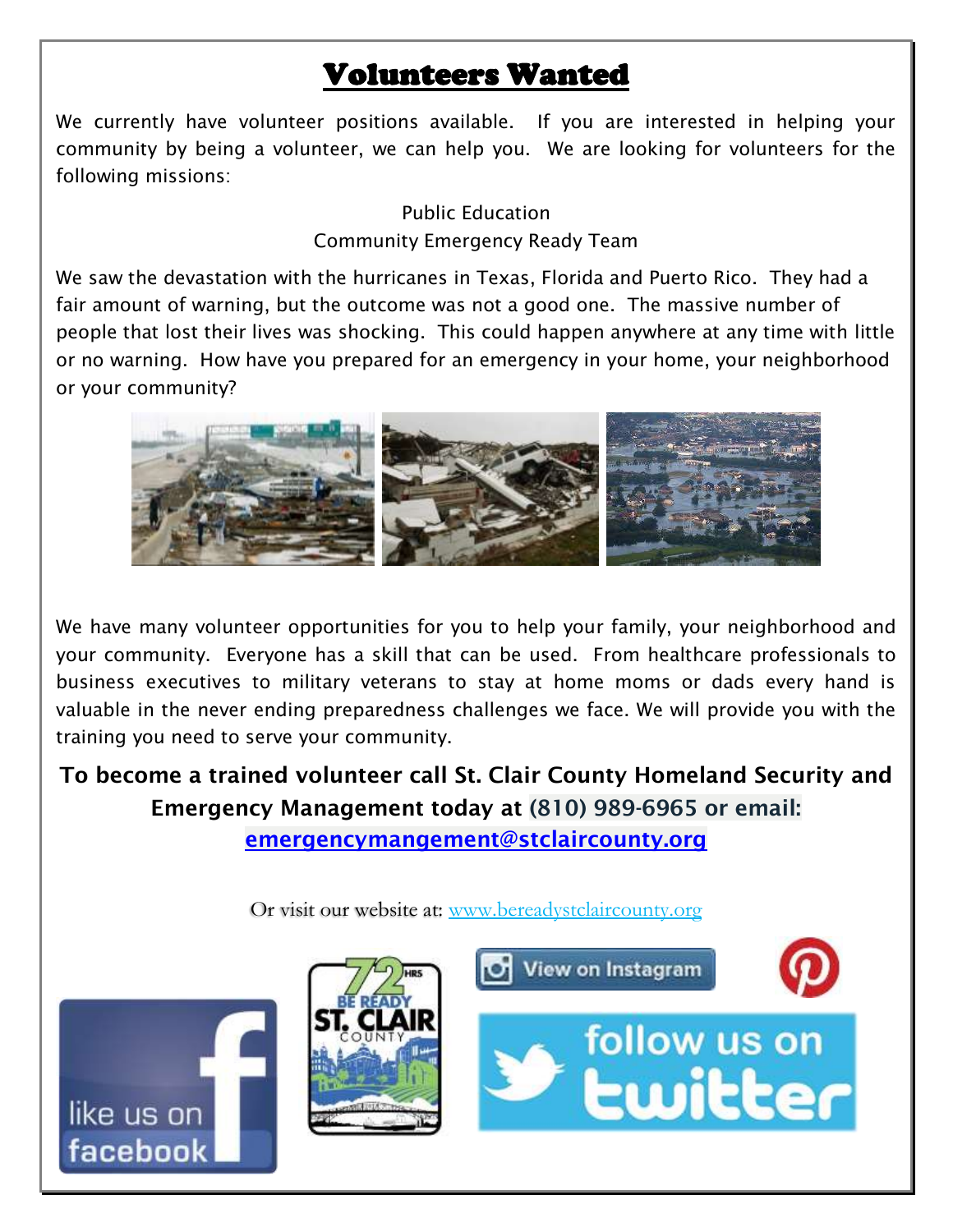# Volunteers Wanted

We currently have volunteer positions available. If you are interested in helping your community by being a volunteer, we can help you. We are looking for volunteers for the following missions:

Public Education
Community Emergency Ready Team

We saw the devastation with the hurricanes in Texas, Florida and Puerto Rico. They had a fair amount of warning, but the outcome was not a good one. The massive number of people that lost their lives was shocking. This could happen anywhere at any time with little or no warning. How have you prepared for an emergency in your home, your neighborhood or your community?

We have many volunteer opportunities for you to help your family, your neighborhood and your community. Everyone has a skill that can be used. From healthcare professionals to business executives to military veterans to stay at home moms or dads every hand is valuable in the never ending preparedness challenges we face. We will provide you with the training you need to serve your community.

**To become a trained volunteer call St. Clair County Homeland Security and Emergency Management today at (810) 989-6965 or email: emergencymangement@stclaircounty.org**

Or visit our website at: www.bereadystclaircounty.org

like us on facebook

View on Instagram

follow us on twitter